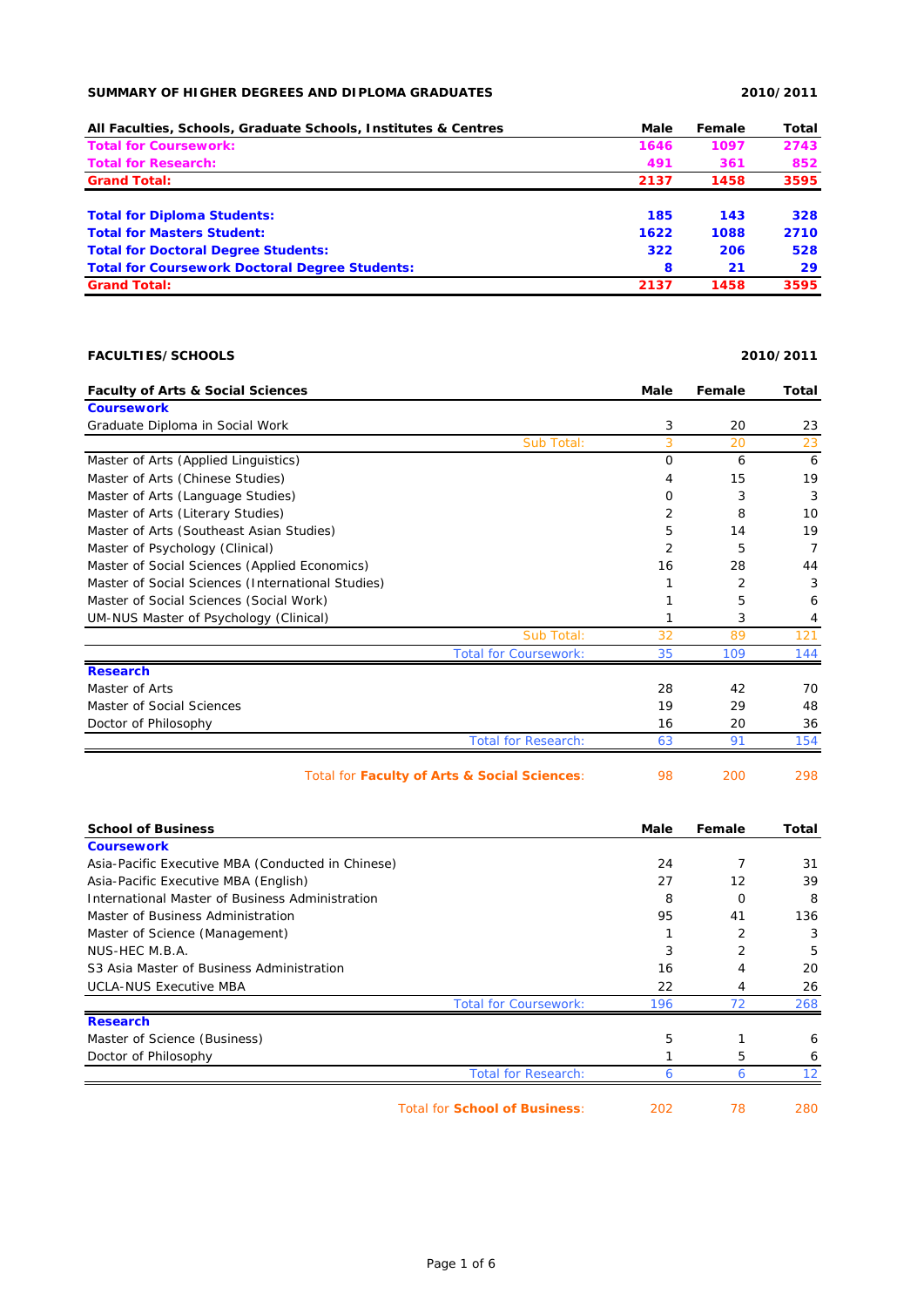## SUMMARY OF HIGHER DEGREES AND DIPLOMA GRADUATES

**2010/2011**

| All Faculties, Schools, Graduate Schools, Institutes & Centres | Male | Female | Total |
|---|---|---|---|
| **Total for Coursework:** | **1646** | **1097** | **2743** |
| **Total for Research:** | **491** | **361** | **852** |
| **Grand Total:** | **2137** | **1458** | **3595** |
| | | | |
| **Total for Diploma Students:** | **185** | **143** | **328** |
| **Total for Masters Student:** | **1622** | **1088** | **2710** |
| **Total for Doctoral Degree Students:** | **322** | **206** | **528** |
| **Total for Coursework Doctoral Degree Students:** | **8** | **21** | **29** |
| **Grand Total:** | **2137** | **1458** | **3595** |

## FACULTIES/SCHOOLS

**2010/2011**

| Faculty of Arts & Social Sciences | Male | Female | Total |
|---|---|---|---|
| **Coursework** | | | |
| Graduate Diploma in Social Work | 3 | 20 | 23 |
| Sub Total: | 3 | 20 | 23 |
| Master of Arts (Applied Linguistics) | 0 | 6 | 6 |
| Master of Arts (Chinese Studies) | 4 | 15 | 19 |
| Master of Arts (Language Studies) | 0 | 3 | 3 |
| Master of Arts (Literary Studies) | 2 | 8 | 10 |
| Master of Arts (Southeast Asian Studies) | 5 | 14 | 19 |
| Master of Psychology (Clinical) | 2 | 5 | 7 |
| Master of Social Sciences (Applied Economics) | 16 | 28 | 44 |
| Master of Social Sciences (International Studies) | 1 | 2 | 3 |
| Master of Social Sciences (Social Work) | 1 | 5 | 6 |
| UM-NUS Master of Psychology (Clinical) | 1 | 3 | 4 |
| Sub Total: | 32 | 89 | 121 |
| Total for Coursework: | 35 | 109 | 144 |
| **Research** | | | |
| Master of Arts | 28 | 42 | 70 |
| Master of Social Sciences | 19 | 29 | 48 |
| Doctor of Philosophy | 16 | 20 | 36 |
| Total for Research: | 63 | 91 | 154 |
| Total for **Faculty of Arts & Social Sciences**: | 98 | 200 | 298 |

| School of Business | Male | Female | Total |
|---|---|---|---|
| **Coursework** | | | |
| Asia-Pacific Executive MBA (Conducted in Chinese) | 24 | 7 | 31 |
| Asia-Pacific Executive MBA (English) | 27 | 12 | 39 |
| International Master of Business Administration | 8 | 0 | 8 |
| Master of Business Administration | 95 | 41 | 136 |
| Master of Science (Management) | 1 | 2 | 3 |
| NUS-HEC M.B.A. | 3 | 2 | 5 |
| S3 Asia Master of Business Administration | 16 | 4 | 20 |
| UCLA-NUS Executive MBA | 22 | 4 | 26 |
| Total for Coursework: | 196 | 72 | 268 |
| **Research** | | | |
| Master of Science (Business) | 5 | 1 | 6 |
| Doctor of Philosophy | 1 | 5 | 6 |
| Total for Research: | 6 | 6 | 12 |
| Total for **School of Business**: | 202 | 78 | 280 |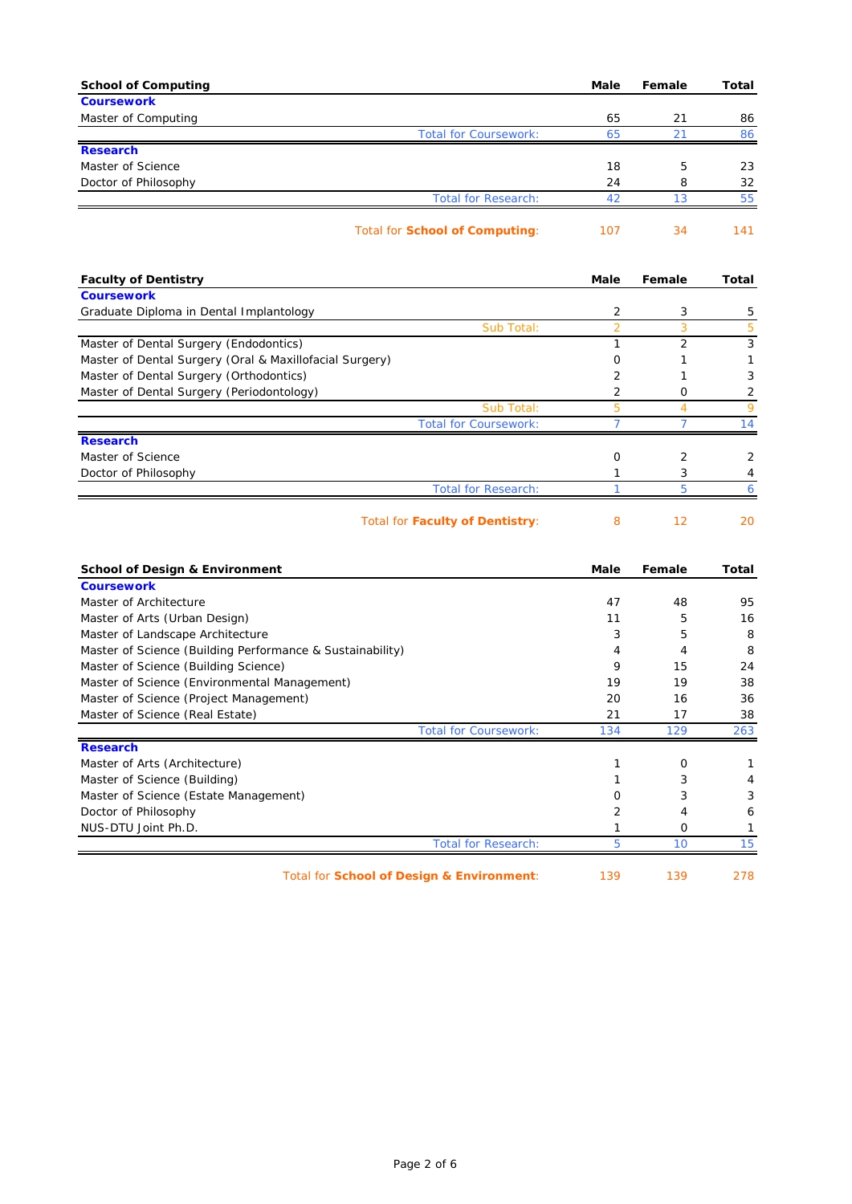| School of Computing | Male | Female | Total |
|---|---|---|---|
| **Coursework** | | | |
| Master of Computing | 65 | 21 | 86 |
| Total for Coursework: | 65 | 21 | 86 |
| **Research** | | | |
| Master of Science | 18 | 5 | 23 |
| Doctor of Philosophy | 24 | 8 | 32 |
| Total for Research: | 42 | 13 | 55 |
| Total for **School of Computing**: | 107 | 34 | 141 |

| Faculty of Dentistry | Male | Female | Total |
|---|---|---|---|
| **Coursework** | | | |
| Graduate Diploma in Dental Implantology | 2 | 3 | 5 |
| Sub Total: | 2 | 3 | 5 |
| Master of Dental Surgery (Endodontics) | 1 | 2 | 3 |
| Master of Dental Surgery (Oral & Maxillofacial Surgery) | 0 | 1 | 1 |
| Master of Dental Surgery (Orthodontics) | 2 | 1 | 3 |
| Master of Dental Surgery (Periodontology) | 2 | 0 | 2 |
| Sub Total: | 5 | 4 | 9 |
| Total for Coursework: | 7 | 7 | 14 |
| **Research** | | | |
| Master of Science | 0 | 2 | 2 |
| Doctor of Philosophy | 1 | 3 | 4 |
| Total for Research: | 1 | 5 | 6 |
| Total for **Faculty of Dentistry**: | 8 | 12 | 20 |

| School of Design & Environment | Male | Female | Total |
|---|---|---|---|
| **Coursework** | | | |
| Master of Architecture | 47 | 48 | 95 |
| Master of Arts (Urban Design) | 11 | 5 | 16 |
| Master of Landscape Architecture | 3 | 5 | 8 |
| Master of Science (Building Performance & Sustainability) | 4 | 4 | 8 |
| Master of Science (Building Science) | 9 | 15 | 24 |
| Master of Science (Environmental Management) | 19 | 19 | 38 |
| Master of Science (Project Management) | 20 | 16 | 36 |
| Master of Science (Real Estate) | 21 | 17 | 38 |
| Total for Coursework: | 134 | 129 | 263 |
| **Research** | | | |
| Master of Arts (Architecture) | 1 | 0 | 1 |
| Master of Science (Building) | 1 | 3 | 4 |
| Master of Science (Estate Management) | 0 | 3 | 3 |
| Doctor of Philosophy | 2 | 4 | 6 |
| NUS-DTU Joint Ph.D. | 1 | 0 | 1 |
| Total for Research: | 5 | 10 | 15 |
| Total for **School of Design & Environment**: | 139 | 139 | 278 |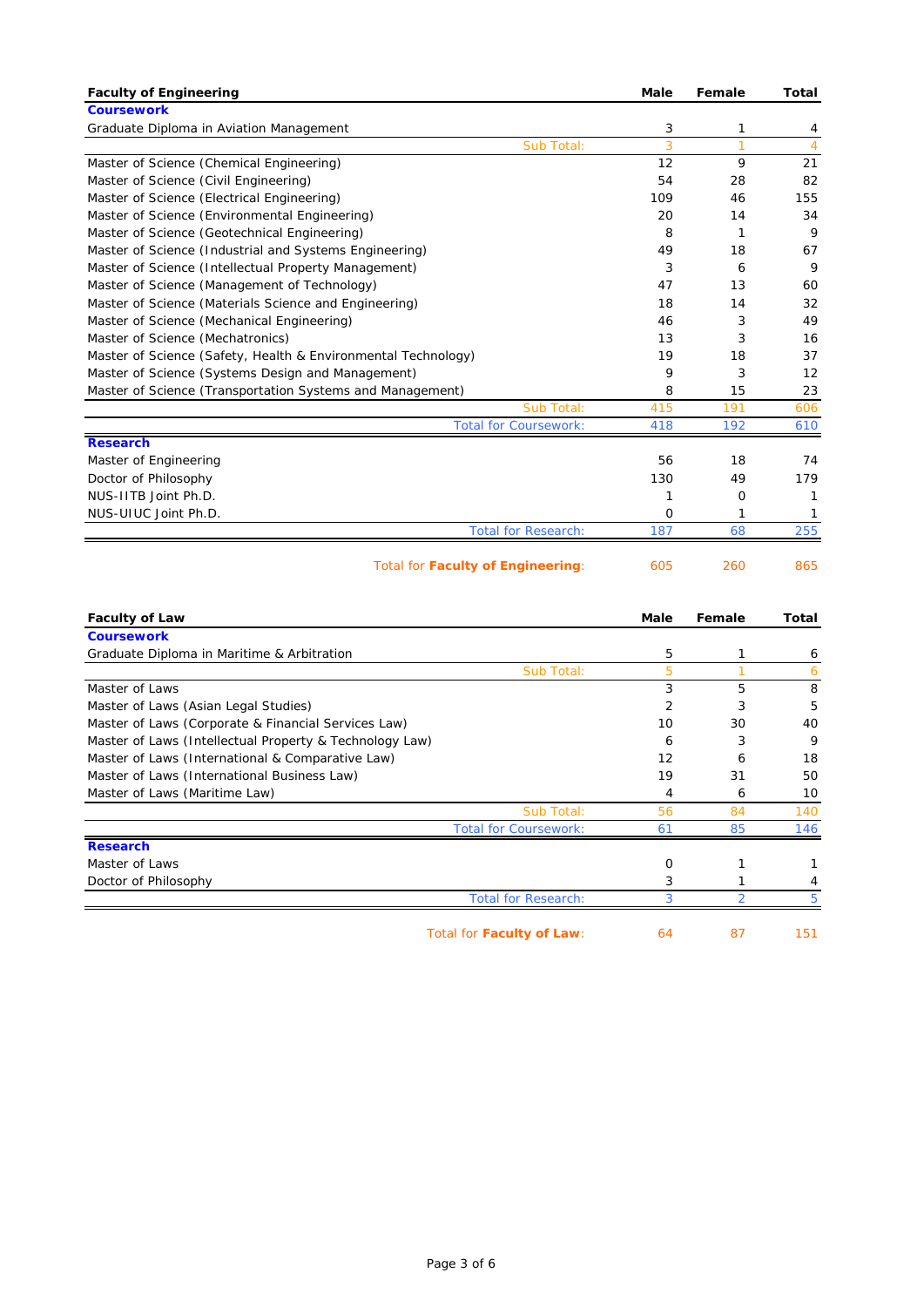| Faculty of Engineering | Male | Female | Total |
|---|---|---|---|
| **Coursework** | | | |
| Graduate Diploma in Aviation Management | 3 | 1 | 4 |
| Sub Total: | 3 | 1 | 4 |
| Master of Science (Chemical Engineering) | 12 | 9 | 21 |
| Master of Science (Civil Engineering) | 54 | 28 | 82 |
| Master of Science (Electrical Engineering) | 109 | 46 | 155 |
| Master of Science (Environmental Engineering) | 20 | 14 | 34 |
| Master of Science (Geotechnical Engineering) | 8 | 1 | 9 |
| Master of Science (Industrial and Systems Engineering) | 49 | 18 | 67 |
| Master of Science (Intellectual Property Management) | 3 | 6 | 9 |
| Master of Science (Management of Technology) | 47 | 13 | 60 |
| Master of Science (Materials Science and Engineering) | 18 | 14 | 32 |
| Master of Science (Mechanical Engineering) | 46 | 3 | 49 |
| Master of Science (Mechatronics) | 13 | 3 | 16 |
| Master of Science (Safety, Health & Environmental Technology) | 19 | 18 | 37 |
| Master of Science (Systems Design and Management) | 9 | 3 | 12 |
| Master of Science (Transportation Systems and Management) | 8 | 15 | 23 |
| Sub Total: | 415 | 191 | 606 |
| Total for Coursework: | 418 | 192 | 610 |
| **Research** | | | |
| Master of Engineering | 56 | 18 | 74 |
| Doctor of Philosophy | 130 | 49 | 179 |
| NUS-IITB Joint Ph.D. | 1 | 0 | 1 |
| NUS-UIUC Joint Ph.D. | 0 | 1 | 1 |
| Total for Research: | 187 | 68 | 255 |
| Total for **Faculty of Engineering**: | 605 | 260 | 865 |

| Faculty of Law | Male | Female | Total |
|---|---|---|---|
| **Coursework** | | | |
| Graduate Diploma in Maritime & Arbitration | 5 | 1 | 6 |
| Sub Total: | 5 | 1 | 6 |
| Master of Laws | 3 | 5 | 8 |
| Master of Laws (Asian Legal Studies) | 2 | 3 | 5 |
| Master of Laws (Corporate & Financial Services Law) | 10 | 30 | 40 |
| Master of Laws (Intellectual Property & Technology Law) | 6 | 3 | 9 |
| Master of Laws (International & Comparative Law) | 12 | 6 | 18 |
| Master of Laws (International Business Law) | 19 | 31 | 50 |
| Master of Laws (Maritime Law) | 4 | 6 | 10 |
| Sub Total: | 56 | 84 | 140 |
| Total for Coursework: | 61 | 85 | 146 |
| **Research** | | | |
| Master of Laws | 0 | 1 | 1 |
| Doctor of Philosophy | 3 | 1 | 4 |
| Total for Research: | 3 | 2 | 5 |
| Total for **Faculty of Law**: | 64 | 87 | 151 |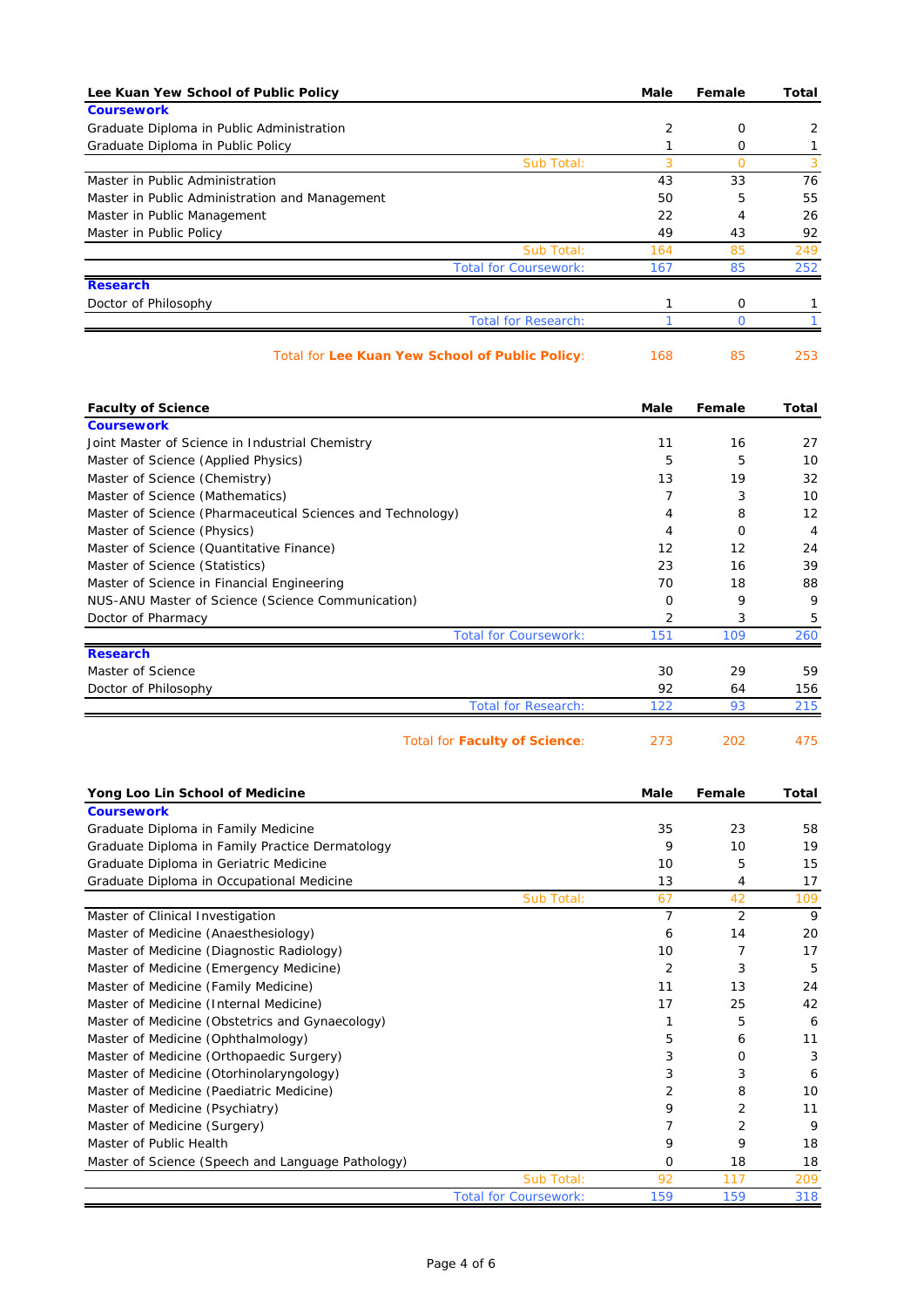| Lee Kuan Yew School of Public Policy | Male | Female | Total |
|---|---|---|---|
| **Coursework** | | | |
| Graduate Diploma in Public Administration | 2 | 0 | 2 |
| Graduate Diploma in Public Policy | 1 | 0 | 1 |
| Sub Total: | 3 | 0 | 3 |
| Master in Public Administration | 43 | 33 | 76 |
| Master in Public Administration and Management | 50 | 5 | 55 |
| Master in Public Management | 22 | 4 | 26 |
| Master in Public Policy | 49 | 43 | 92 |
| Sub Total: | 164 | 85 | 249 |
| Total for Coursework: | 167 | 85 | 252 |
| **Research** | | | |
| Doctor of Philosophy | 1 | 0 | 1 |
| Total for Research: | 1 | 0 | 1 |
| Total for **Lee Kuan Yew School of Public Policy**: | 168 | 85 | 253 |

| Faculty of Science | Male | Female | Total |
|---|---|---|---|
| **Coursework** | | | |
| Joint Master of Science in Industrial Chemistry | 11 | 16 | 27 |
| Master of Science (Applied Physics) | 5 | 5 | 10 |
| Master of Science (Chemistry) | 13 | 19 | 32 |
| Master of Science (Mathematics) | 7 | 3 | 10 |
| Master of Science (Pharmaceutical Sciences and Technology) | 4 | 8 | 12 |
| Master of Science (Physics) | 4 | 0 | 4 |
| Master of Science (Quantitative Finance) | 12 | 12 | 24 |
| Master of Science (Statistics) | 23 | 16 | 39 |
| Master of Science in Financial Engineering | 70 | 18 | 88 |
| NUS-ANU Master of Science (Science Communication) | 0 | 9 | 9 |
| Doctor of Pharmacy | 2 | 3 | 5 |
| Total for Coursework: | 151 | 109 | 260 |
| **Research** | | | |
| Master of Science | 30 | 29 | 59 |
| Doctor of Philosophy | 92 | 64 | 156 |
| Total for Research: | 122 | 93 | 215 |
| Total for **Faculty of Science**: | 273 | 202 | 475 |

| Yong Loo Lin School of Medicine | Male | Female | Total |
|---|---|---|---|
| **Coursework** | | | |
| Graduate Diploma in Family Medicine | 35 | 23 | 58 |
| Graduate Diploma in Family Practice Dermatology | 9 | 10 | 19 |
| Graduate Diploma in Geriatric Medicine | 10 | 5 | 15 |
| Graduate Diploma in Occupational Medicine | 13 | 4 | 17 |
| Sub Total: | 67 | 42 | 109 |
| Master of Clinical Investigation | 7 | 2 | 9 |
| Master of Medicine (Anaesthesiology) | 6 | 14 | 20 |
| Master of Medicine (Diagnostic Radiology) | 10 | 7 | 17 |
| Master of Medicine (Emergency Medicine) | 2 | 3 | 5 |
| Master of Medicine (Family Medicine) | 11 | 13 | 24 |
| Master of Medicine (Internal Medicine) | 17 | 25 | 42 |
| Master of Medicine (Obstetrics and Gynaecology) | 1 | 5 | 6 |
| Master of Medicine (Ophthalmology) | 5 | 6 | 11 |
| Master of Medicine (Orthopaedic Surgery) | 3 | 0 | 3 |
| Master of Medicine (Otorhinolaryngology) | 3 | 3 | 6 |
| Master of Medicine (Paediatric Medicine) | 2 | 8 | 10 |
| Master of Medicine (Psychiatry) | 9 | 2 | 11 |
| Master of Medicine (Surgery) | 7 | 2 | 9 |
| Master of Public Health | 9 | 9 | 18 |
| Master of Science (Speech and Language Pathology) | 0 | 18 | 18 |
| Sub Total: | 92 | 117 | 209 |
| Total for Coursework: | 159 | 159 | 318 |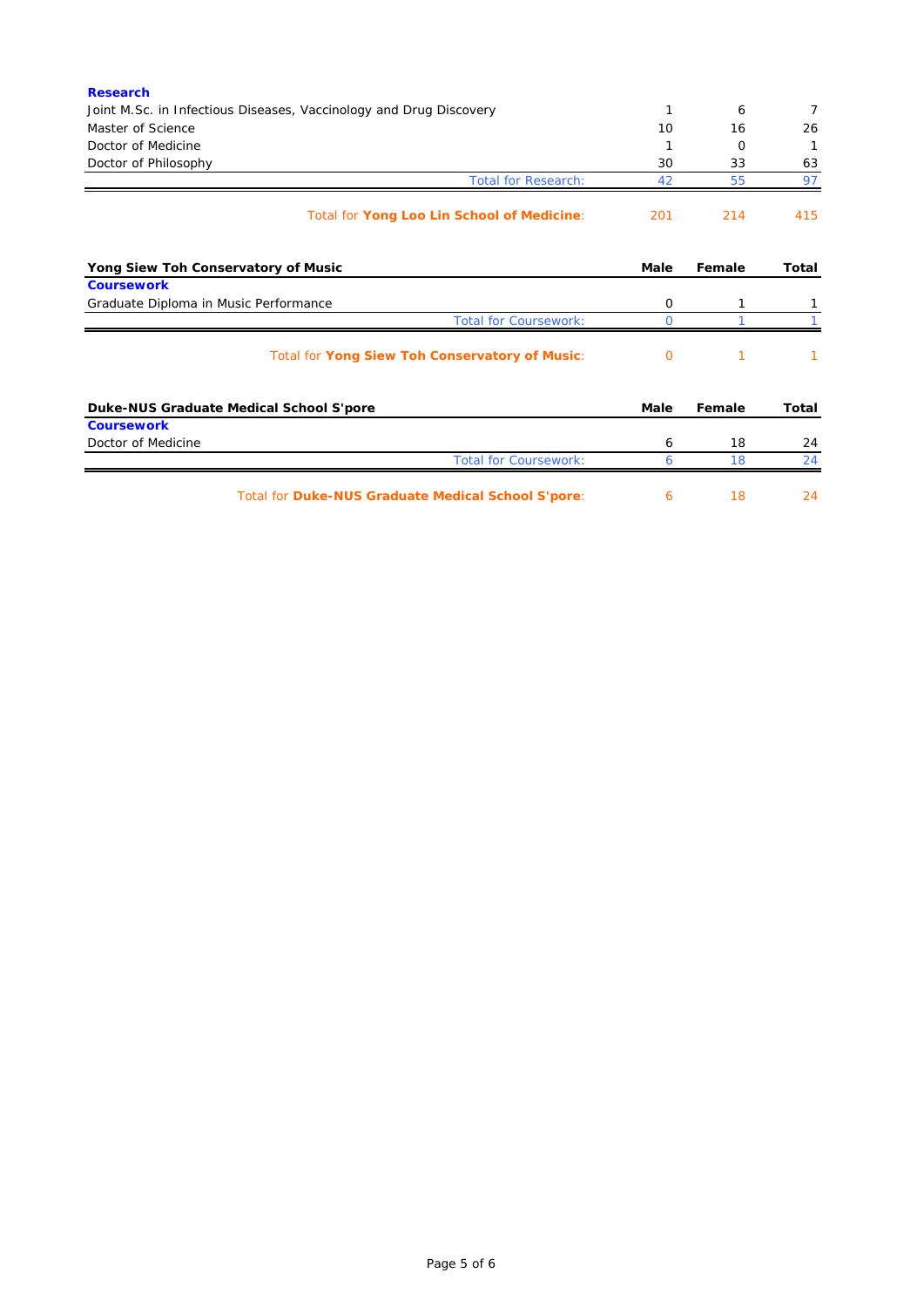| | Male | Female | Total |
|---|---|---|---|
| **Research** | | | |
| Joint M.Sc. in Infectious Diseases, Vaccinology and Drug Discovery | 1 | 6 | 7 |
| Master of Science | 10 | 16 | 26 |
| Doctor of Medicine | 1 | 0 | 1 |
| Doctor of Philosophy | 30 | 33 | 63 |
| Total for Research: | 42 | 55 | 97 |
| Total for **Yong Loo Lin School of Medicine**: | 201 | 214 | 415 |

| **Yong Siew Toh Conservatory of Music** | **Male** | **Female** | **Total** |
|---|---|---|---|
| **Coursework** | | | |
| Graduate Diploma in Music Performance | 0 | 1 | 1 |
| Total for Coursework: | 0 | 1 | 1 |
| Total for **Yong Siew Toh Conservatory of Music**: | 0 | 1 | 1 |

| **Duke-NUS Graduate Medical School S'pore** | **Male** | **Female** | **Total** |
|---|---|---|---|
| **Coursework** | | | |
| Doctor of Medicine | 6 | 18 | 24 |
| Total for Coursework: | 6 | 18 | 24 |
| Total for **Duke-NUS Graduate Medical School S'pore**: | 6 | 18 | 24 |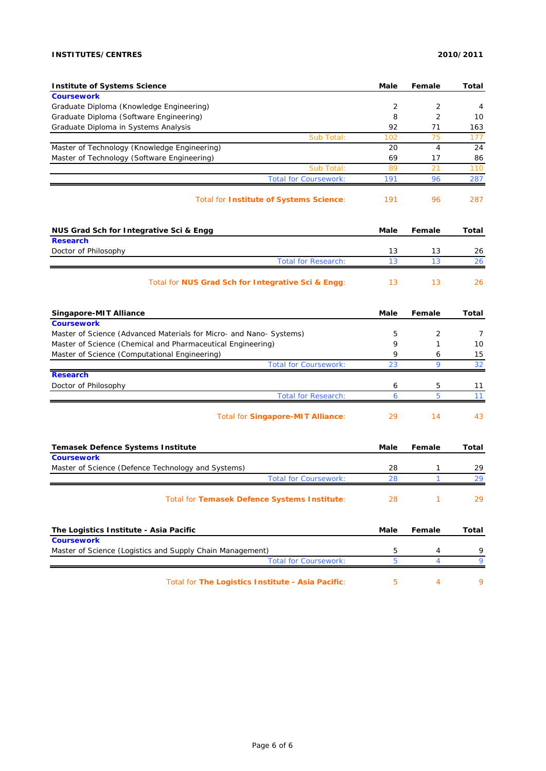**INSTITUTES/CENTRES** **2010/2011**

| Institute of Systems Science | Male | Female | Total |
|---|---|---|---|
| **Coursework** | | | |
| Graduate Diploma (Knowledge Engineering) | 2 | 2 | 4 |
| Graduate Diploma (Software Engineering) | 8 | 2 | 10 |
| Graduate Diploma in Systems Analysis | 92 | 71 | 163 |
| Sub Total: | 102 | 75 | 177 |
| Master of Technology (Knowledge Engineering) | 20 | 4 | 24 |
| Master of Technology (Software Engineering) | 69 | 17 | 86 |
| Sub Total: | 89 | 21 | 110 |
| Total for Coursework: | 191 | 96 | 287 |
| Total for **Institute of Systems Science**: | 191 | 96 | 287 |

| NUS Grad Sch for Integrative Sci & Engg | Male | Female | Total |
|---|---|---|---|
| **Research** | | | |
| Doctor of Philosophy | 13 | 13 | 26 |
| Total for Research: | 13 | 13 | 26 |
| Total for **NUS Grad Sch for Integrative Sci & Engg**: | 13 | 13 | 26 |

| Singapore-MIT Alliance | Male | Female | Total |
|---|---|---|---|
| **Coursework** | | | |
| Master of Science (Advanced Materials for Micro- and Nano- Systems) | 5 | 2 | 7 |
| Master of Science (Chemical and Pharmaceutical Engineering) | 9 | 1 | 10 |
| Master of Science (Computational Engineering) | 9 | 6 | 15 |
| Total for Coursework: | 23 | 9 | 32 |
| **Research** | | | |
| Doctor of Philosophy | 6 | 5 | 11 |
| Total for Research: | 6 | 5 | 11 |
| Total for **Singapore-MIT Alliance**: | 29 | 14 | 43 |

| Temasek Defence Systems Institute | Male | Female | Total |
|---|---|---|---|
| **Coursework** | | | |
| Master of Science (Defence Technology and Systems) | 28 | 1 | 29 |
| Total for Coursework: | 28 | 1 | 29 |
| Total for **Temasek Defence Systems Institute**: | 28 | 1 | 29 |

| The Logistics Institute - Asia Pacific | Male | Female | Total |
|---|---|---|---|
| **Coursework** | | | |
| Master of Science (Logistics and Supply Chain Management) | 5 | 4 | 9 |
| Total for Coursework: | 5 | 4 | 9 |
| Total for **The Logistics Institute - Asia Pacific**: | 5 | 4 | 9 |